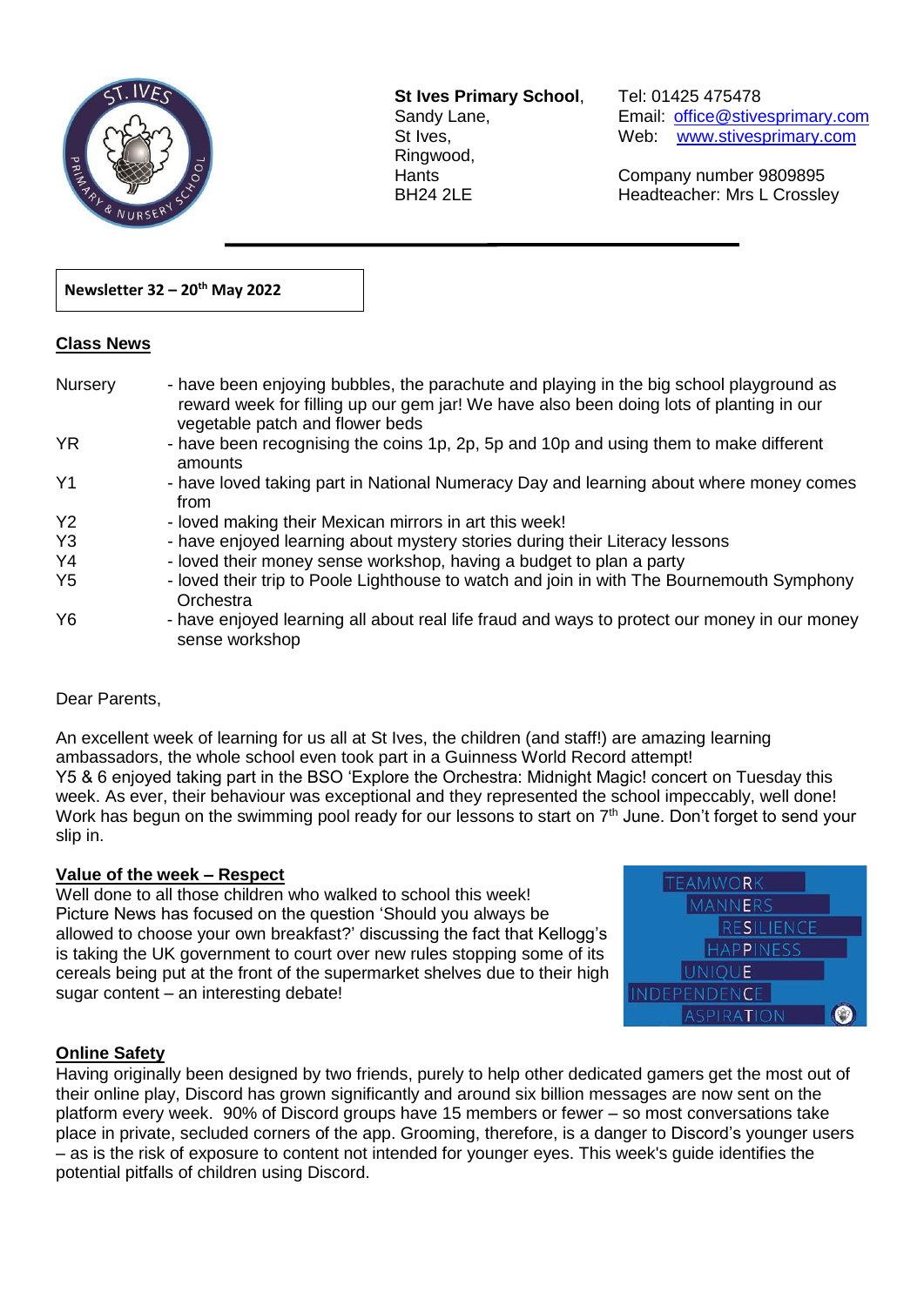**St Ives Primary School**,
Sandy Lane,
St Ives,
Ringwood,
Hants
BH24 2LE

Tel: 01425 475478
Email: office@stivesprimary.com
Web: www.stivesprimary.com

Company number 9809895
Headteacher: Mrs L Crossley

**Newsletter 32 – 20th May 2022**

## Class News

| | |
|---|---|
| Nursery | - have been enjoying bubbles, the parachute and playing in the big school playground as reward week for filling up our gem jar! We have also been doing lots of planting in our vegetable patch and flower beds |
| YR | - have been recognising the coins 1p, 2p, 5p and 10p and using them to make different amounts |
| Y1 | - have loved taking part in National Numeracy Day and learning about where money comes from |
| Y2 | - loved making their Mexican mirrors in art this week! |
| Y3 | - have enjoyed learning about mystery stories during their Literacy lessons |
| Y4 | - loved their money sense workshop, having a budget to plan a party |
| Y5 | - loved their trip to Poole Lighthouse to watch and join in with The Bournemouth Symphony Orchestra |
| Y6 | - have enjoyed learning all about real life fraud and ways to protect our money in our money sense workshop |

Dear Parents,

An excellent week of learning for us all at St Ives, the children (and staff!) are amazing learning ambassadors, the whole school even took part in a Guinness World Record attempt!
Y5 & 6 enjoyed taking part in the BSO 'Explore the Orchestra: Midnight Magic! concert on Tuesday this week. As ever, their behaviour was exceptional and they represented the school impeccably, well done!
Work has begun on the swimming pool ready for our lessons to start on 7th June. Don't forget to send your slip in.

## Value of the week – Respect

Well done to all those children who walked to school this week!
Picture News has focused on the question 'Should you always be allowed to choose your own breakfast?' discussing the fact that Kellogg's is taking the UK government to court over new rules stopping some of its cereals being put at the front of the supermarket shelves due to their high sugar content – an interesting debate!

TEAMWORK
MANNERS
RESILIENCE
HAPPINESS
UNIQUE
INDEPENDENCE
ASPIRATION

## Online Safety

Having originally been designed by two friends, purely to help other dedicated gamers get the most out of their online play, Discord has grown significantly and around six billion messages are now sent on the platform every week. 90% of Discord groups have 15 members or fewer – so most conversations take place in private, secluded corners of the app. Grooming, therefore, is a danger to Discord's younger users – as is the risk of exposure to content not intended for younger eyes. This week's guide identifies the potential pitfalls of children using Discord.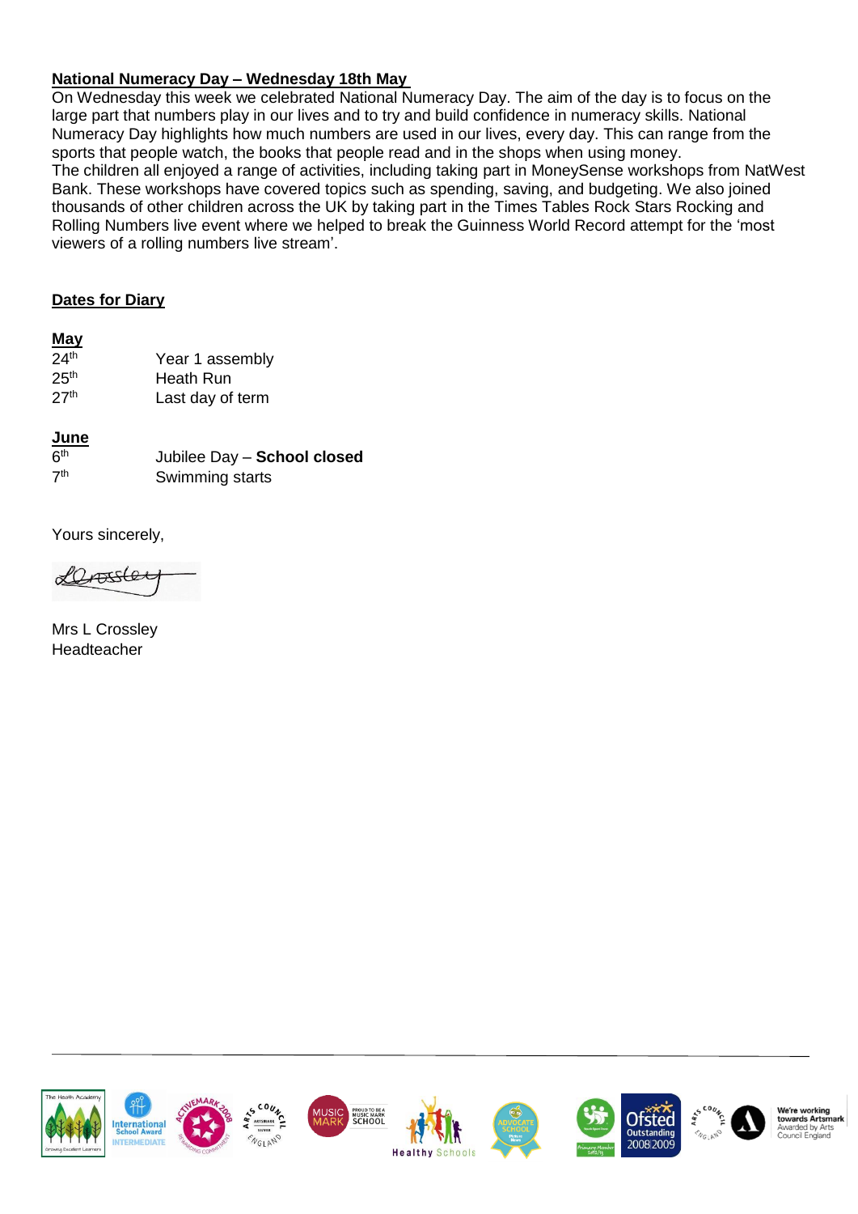**National Numeracy Day – Wednesday 18th May**

On Wednesday this week we celebrated National Numeracy Day. The aim of the day is to focus on the large part that numbers play in our lives and to try and build confidence in numeracy skills. National Numeracy Day highlights how much numbers are used in our lives, every day. This can range from the sports that people watch, the books that people read and in the shops when using money.

The children all enjoyed a range of activities, including taking part in MoneySense workshops from NatWest Bank. These workshops have covered topics such as spending, saving, and budgeting. We also joined thousands of other children across the UK by taking part in the Times Tables Rock Stars Rocking and Rolling Numbers live event where we helped to break the Guinness World Record attempt for the 'most viewers of a rolling numbers live stream'.

**Dates for Diary**

**May**

| | |
|---|---|
| 24th | Year 1 assembly |
| 25th | Heath Run |
| 27th | Last day of term |

**June**

| | |
|---|---|
| 6th | Jubilee Day – **School closed** |
| 7th | Swimming starts |

Yours sincerely,

Mrs L Crossley
Headteacher